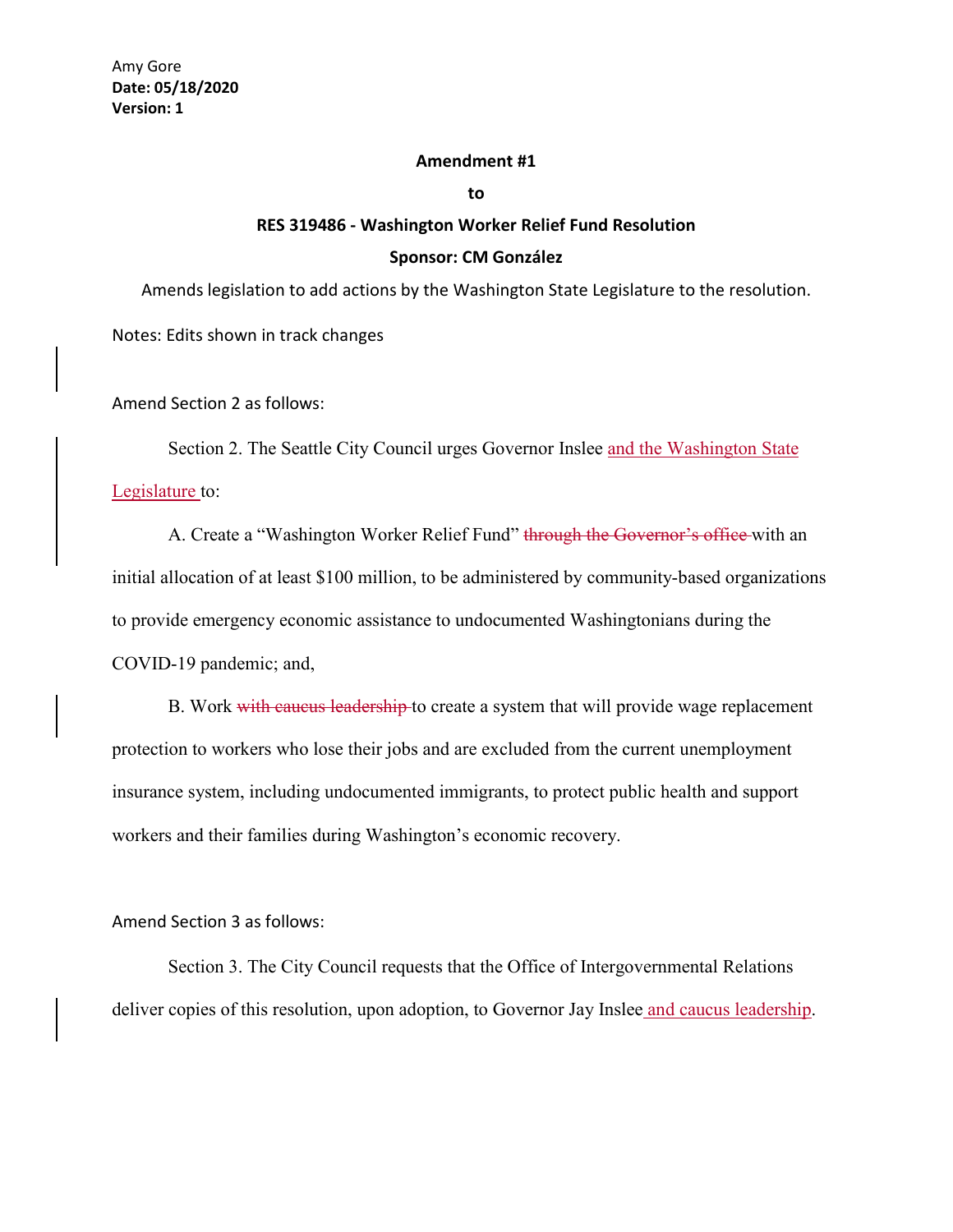Amy Gore
**Date: 05/18/2020**
**Version: 1**

**Amendment #1**

**to**

**RES 319486 - Washington Worker Relief Fund Resolution**

**Sponsor: CM González**

Amends legislation to add actions by the Washington State Legislature to the resolution.

Notes: Edits shown in track changes

Amend Section 2 as follows:

Section 2. The Seattle City Council urges Governor Inslee <u>and the Washington State Legislature</u> to:

A. Create a "Washington Worker Relief Fund" ~~through the Governor's office~~ with an initial allocation of at least \$100 million, to be administered by community-based organizations to provide emergency economic assistance to undocumented Washingtonians during the COVID-19 pandemic; and,

B. Work ~~with caucus leadership~~ to create a system that will provide wage replacement protection to workers who lose their jobs and are excluded from the current unemployment insurance system, including undocumented immigrants, to protect public health and support workers and their families during Washington's economic recovery.

Amend Section 3 as follows:

Section 3. The City Council requests that the Office of Intergovernmental Relations deliver copies of this resolution, upon adoption, to Governor Jay Inslee <u>and caucus leadership</u>.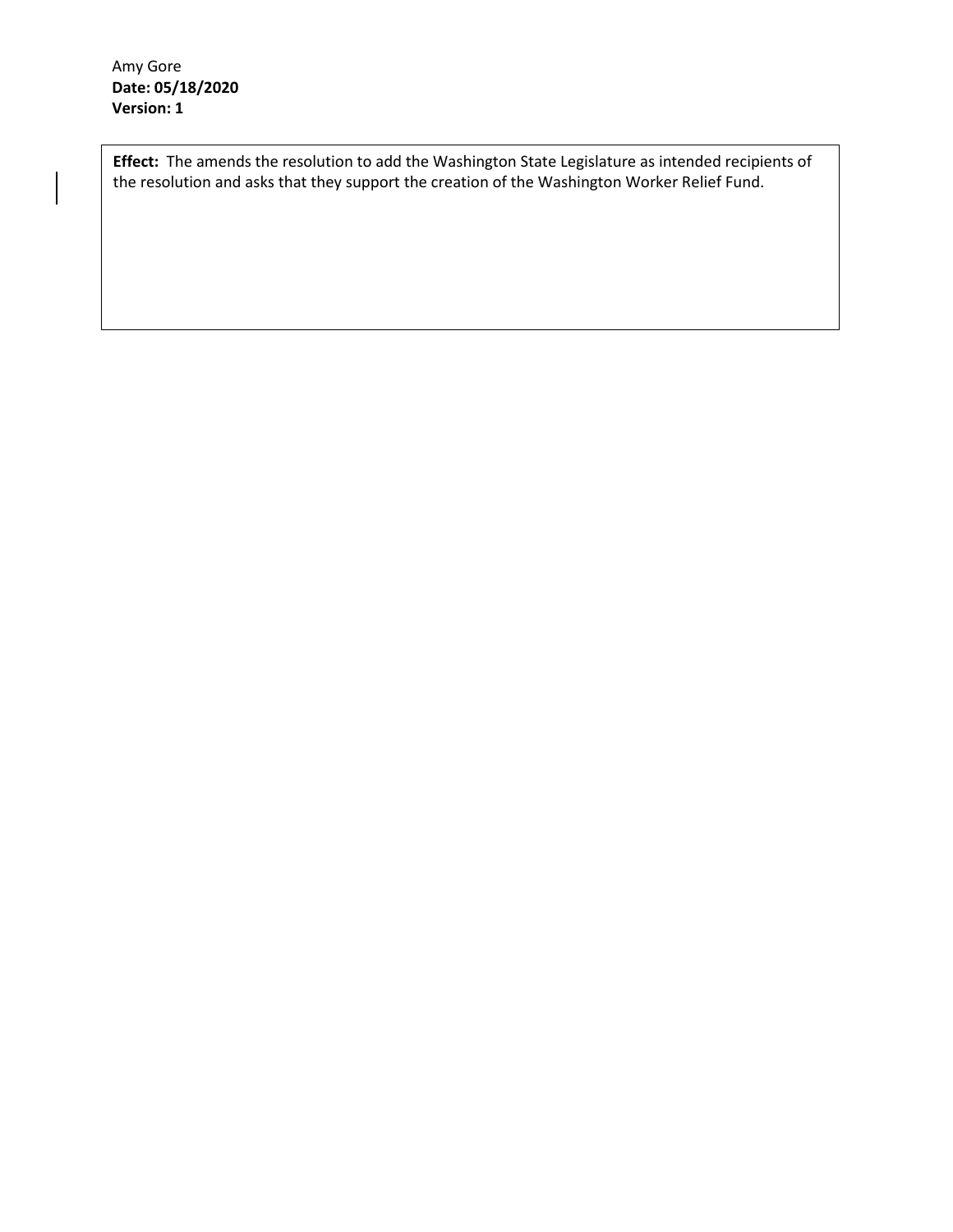Amy Gore
**Date: 05/18/2020**
**Version: 1**

**Effect:** The amends the resolution to add the Washington State Legislature as intended recipients of the resolution and asks that they support the creation of the Washington Worker Relief Fund.